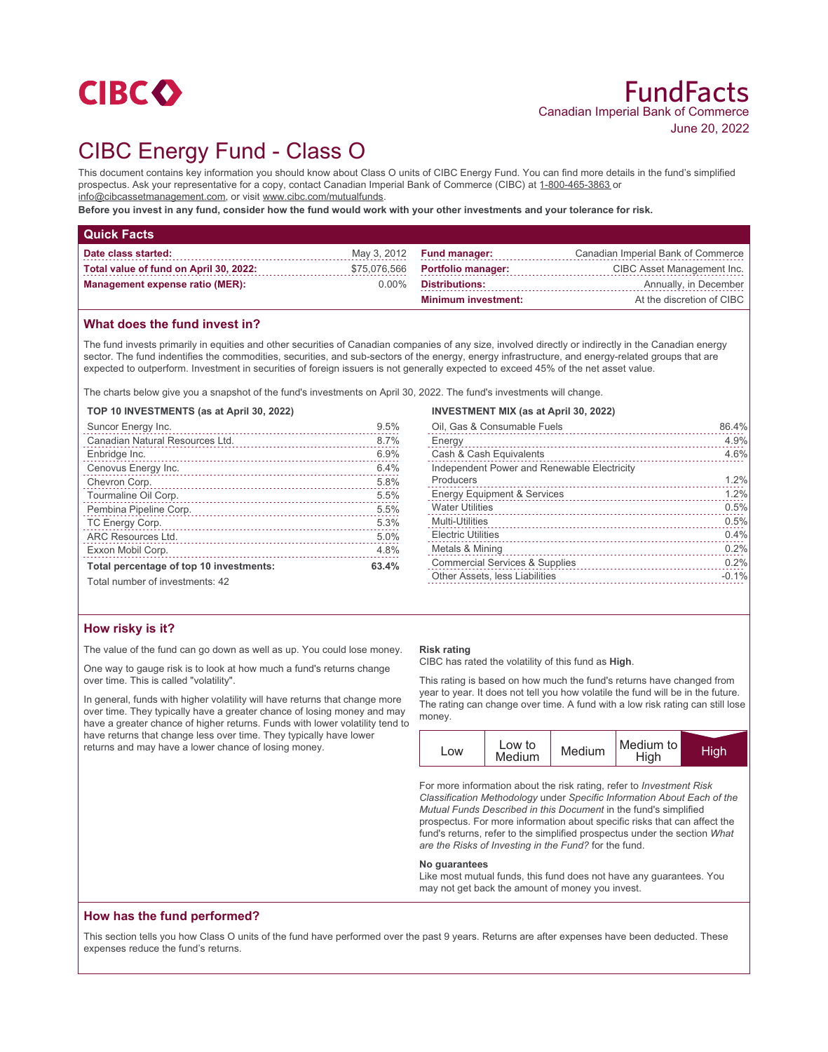CIBC

# FundFacts

Canadian Imperial Bank of Commerce

June 20, 2022

# CIBC Energy Fund - Class O

This document contains key information you should know about Class O units of CIBC Energy Fund. You can find more details in the fund's simplified prospectus. Ask your representative for a copy, contact Canadian Imperial Bank of Commerce (CIBC) at 1-800-465-3863 or info@cibcassetmanagement.com, or visit www.cibc.com/mutualfunds.

**Before you invest in any fund, consider how the fund would work with your other investments and your tolerance for risk.**

## Quick Facts

| | | | |
|---|---|---|---|
| **Date class started:** | May 3, 2012 | **Fund manager:** | Canadian Imperial Bank of Commerce |
| **Total value of fund on April 30, 2022:** | $75,076,566 | **Portfolio manager:** | CIBC Asset Management Inc. |
| **Management expense ratio (MER):** | 0.00% | **Distributions:** | Annually, in December |
| | | **Minimum investment:** | At the discretion of CIBC |

## What does the fund invest in?

The fund invests primarily in equities and other securities of Canadian companies of any size, involved directly or indirectly in the Canadian energy sector. The fund indentifies the commodities, securities, and sub-sectors of the energy, energy infrastructure, and energy-related groups that are expected to outperform. Investment in securities of foreign issuers is not generally expected to exceed 45% of the net asset value.

The charts below give you a snapshot of the fund's investments on April 30, 2022. The fund's investments will change.

**TOP 10 INVESTMENTS (as at April 30, 2022)**

| | |
|---|---|
| Suncor Energy Inc. | 9.5% |
| Canadian Natural Resources Ltd. | 8.7% |
| Enbridge Inc. | 6.9% |
| Cenovus Energy Inc. | 6.4% |
| Chevron Corp. | 5.8% |
| Tourmaline Oil Corp. | 5.5% |
| Pembina Pipeline Corp. | 5.5% |
| TC Energy Corp. | 5.3% |
| ARC Resources Ltd. | 5.0% |
| Exxon Mobil Corp. | 4.8% |
| **Total percentage of top 10 investments:** | **63.4%** |

Total number of investments: 42

**INVESTMENT MIX (as at April 30, 2022)**

| | |
|---|---|
| Oil, Gas & Consumable Fuels | 86.4% |
| Energy | 4.9% |
| Cash & Cash Equivalents | 4.6% |
| Independent Power and Renewable Electricity Producers | 1.2% |
| Energy Equipment & Services | 1.2% |
| Water Utilities | 0.5% |
| Multi-Utilities | 0.5% |
| Electric Utilities | 0.4% |
| Metals & Mining | 0.2% |
| Commercial Services & Supplies | 0.2% |
| Other Assets, less Liabilities | -0.1% |

## How risky is it?

The value of the fund can go down as well as up. You could lose money.

One way to gauge risk is to look at how much a fund's returns change over time. This is called "volatility".

In general, funds with higher volatility will have returns that change more over time. They typically have a greater chance of losing money and may have a greater chance of higher returns. Funds with lower volatility tend to have returns that change less over time. They typically have lower returns and may have a lower chance of losing money.

**Risk rating**

CIBC has rated the volatility of this fund as **High**.

This rating is based on how much the fund's returns have changed from year to year. It does not tell you how volatile the fund will be in the future. The rating can change over time. A fund with a low risk rating can still lose money.

| Low | Low to Medium | Medium | Medium to High | **High** |
|---|---|---|---|---|

For more information about the risk rating, refer to *Investment Risk Classification Methodology* under *Specific Information About Each of the Mutual Funds Described in this Document* in the fund's simplified prospectus. For more information about specific risks that can affect the fund's returns, refer to the simplified prospectus under the section *What are the Risks of Investing in the Fund?* for the fund.

**No guarantees**

Like most mutual funds, this fund does not have any guarantees. You may not get back the amount of money you invest.

## How has the fund performed?

This section tells you how Class O units of the fund have performed over the past 9 years. Returns are after expenses have been deducted. These expenses reduce the fund's returns.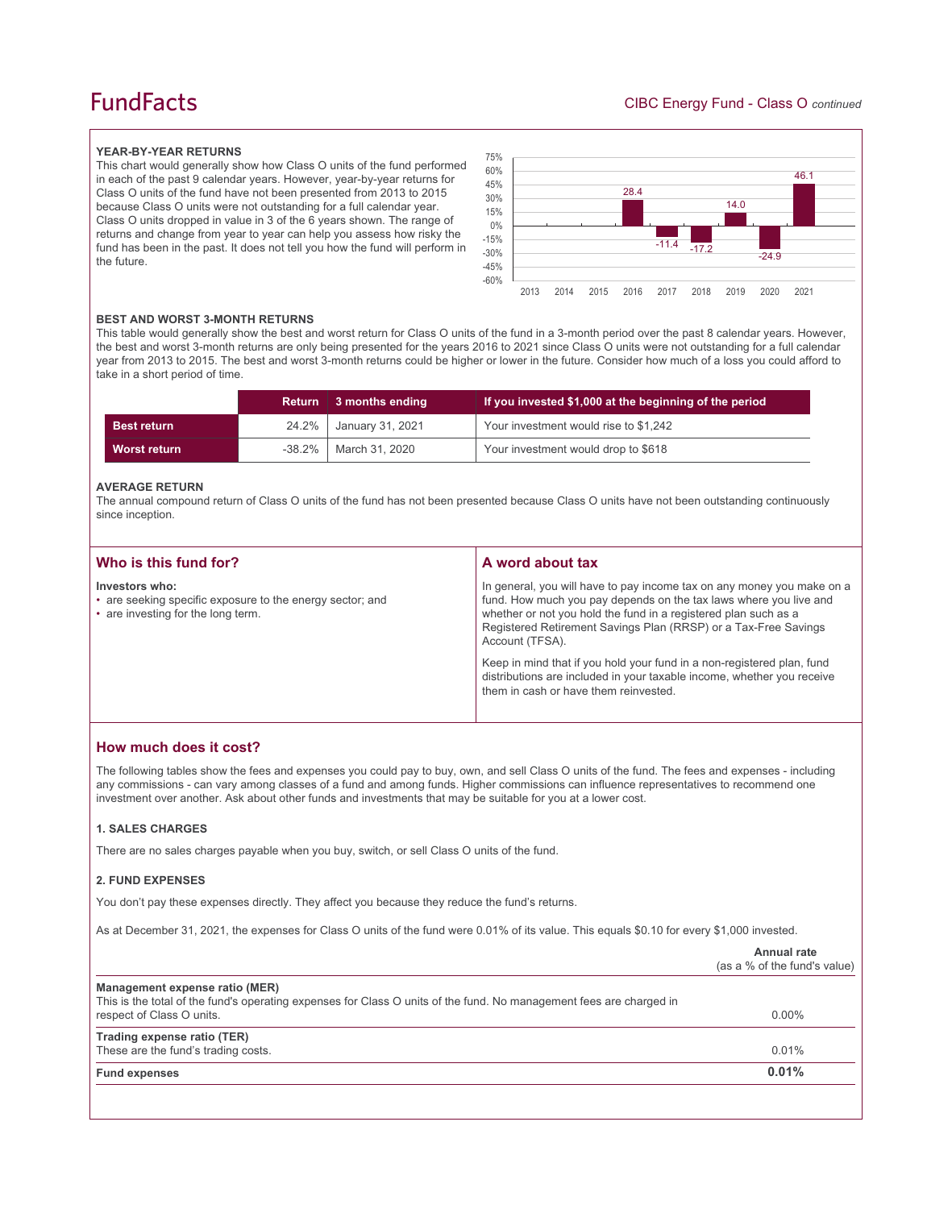### YEAR-BY-YEAR RETURNS

This chart would generally show how Class O units of the fund performed in each of the past 9 calendar years. However, year-by-year returns for Class O units of the fund have not been presented from 2013 to 2015 because Class O units were not outstanding for a full calendar year. Class O units dropped in value in 3 of the 6 years shown. The range of returns and change from year to year can help you assess how risky the fund has been in the past. It does not tell you how the fund will perform in the future.

75%
60%
45%
30%
15%
0%
-15%
-30%
-45%
-60%

2013 2014 2015 2016 2017 2018 2019 2020 2021

28.4
-11.4
-17.2
14.0
-24.9
46.1

### BEST AND WORST 3-MONTH RETURNS

This table would generally show the best and worst return for Class O units of the fund in a 3-month period over the past 8 calendar years. However, the best and worst 3-month returns are only being presented for the years 2016 to 2021 since Class O units were not outstanding for a full calendar year from 2013 to 2015. The best and worst 3-month returns could be higher or lower in the future. Consider how much of a loss you could afford to take in a short period of time.

| | Return | 3 months ending | If you invested $1,000 at the beginning of the period |
|---|---|---|---|
| **Best return** | 24.2% | January 31, 2021 | Your investment would rise to $1,242 |
| **Worst return** | -38.2% | March 31, 2020 | Your investment would drop to $618 |

### AVERAGE RETURN

The annual compound return of Class O units of the fund has not been presented because Class O units have not been outstanding continuously since inception.

## Who is this fund for?

**Investors who:**

- are seeking specific exposure to the energy sector; and
- are investing for the long term.

## A word about tax

In general, you will have to pay income tax on any money you make on a fund. How much you pay depends on the tax laws where you live and whether or not you hold the fund in a registered plan such as a Registered Retirement Savings Plan (RRSP) or a Tax-Free Savings Account (TFSA).

Keep in mind that if you hold your fund in a non-registered plan, fund distributions are included in your taxable income, whether you receive them in cash or have them reinvested.

## How much does it cost?

The following tables show the fees and expenses you could pay to buy, own, and sell Class O units of the fund. The fees and expenses - including any commissions - can vary among classes of a fund and among funds. Higher commissions can influence representatives to recommend one investment over another. Ask about other funds and investments that may be suitable for you at a lower cost.

### 1. SALES CHARGES

There are no sales charges payable when you buy, switch, or sell Class O units of the fund.

### 2. FUND EXPENSES

You don't pay these expenses directly. They affect you because they reduce the fund's returns.

As at December 31, 2021, the expenses for Class O units of the fund were 0.01% of its value. This equals $0.10 for every $1,000 invested.

| | Annual rate (as a % of the fund's value) |
|---|---|
| **Management expense ratio (MER)** This is the total of the fund's operating expenses for Class O units of the fund. No management fees are charged in respect of Class O units. | 0.00% |
| **Trading expense ratio (TER)** These are the fund's trading costs. | 0.01% |
| **Fund expenses** | **0.01%** |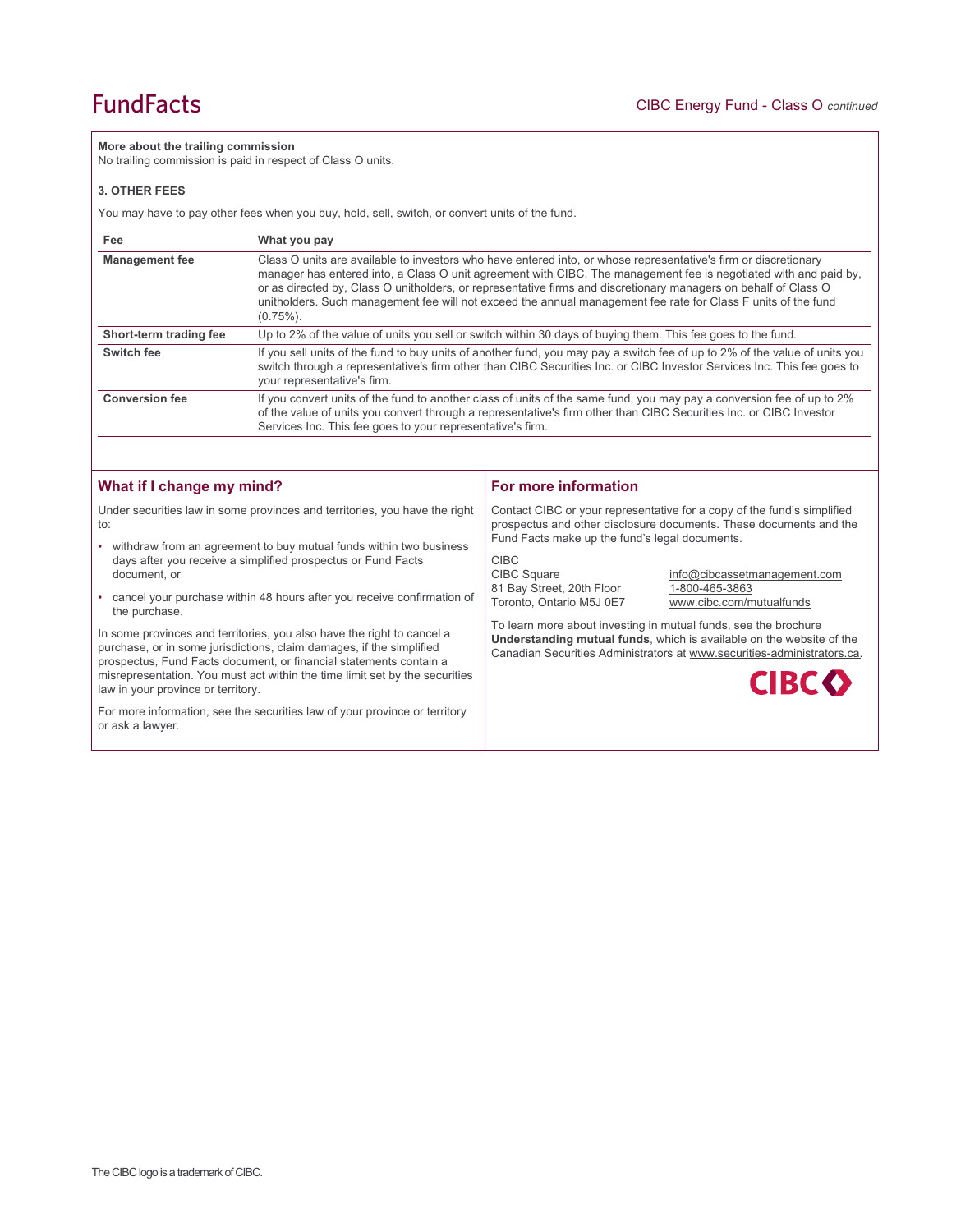**More about the trailing commission**
No trailing commission is paid in respect of Class O units.

**3. OTHER FEES**

You may have to pay other fees when you buy, hold, sell, switch, or convert units of the fund.

| Fee | What you pay |
|---|---|
| **Management fee** | Class O units are available to investors who have entered into, or whose representative's firm or discretionary manager has entered into, a Class O unit agreement with CIBC. The management fee is negotiated with and paid by, or as directed by, Class O unitholders, or representative firms and discretionary managers on behalf of Class O unitholders. Such management fee will not exceed the annual management fee rate for Class F units of the fund (0.75%). |
| **Short-term trading fee** | Up to 2% of the value of units you sell or switch within 30 days of buying them. This fee goes to the fund. |
| **Switch fee** | If you sell units of the fund to buy units of another fund, you may pay a switch fee of up to 2% of the value of units you switch through a representative's firm other than CIBC Securities Inc. or CIBC Investor Services Inc. This fee goes to your representative's firm. |
| **Conversion fee** | If you convert units of the fund to another class of units of the same fund, you may pay a conversion fee of up to 2% of the value of units you convert through a representative's firm other than CIBC Securities Inc. or CIBC Investor Services Inc. This fee goes to your representative's firm. |

## What if I change my mind?

Under securities law in some provinces and territories, you have the right to:

- withdraw from an agreement to buy mutual funds within two business days after you receive a simplified prospectus or Fund Facts document, or
- cancel your purchase within 48 hours after you receive confirmation of the purchase.

In some provinces and territories, you also have the right to cancel a purchase, or in some jurisdictions, claim damages, if the simplified prospectus, Fund Facts document, or financial statements contain a misrepresentation. You must act within the time limit set by the securities law in your province or territory.

For more information, see the securities law of your province or territory or ask a lawyer.

## For more information

Contact CIBC or your representative for a copy of the fund's simplified prospectus and other disclosure documents. These documents and the Fund Facts make up the fund's legal documents.

CIBC
CIBC Square
81 Bay Street, 20th Floor
Toronto, Ontario M5J 0E7

info@cibcassetmanagement.com
1-800-465-3863
www.cibc.com/mutualfunds

To learn more about investing in mutual funds, see the brochure **Understanding mutual funds**, which is available on the website of the Canadian Securities Administrators at www.securities-administrators.ca.

The CIBC logo is a trademark of CIBC.